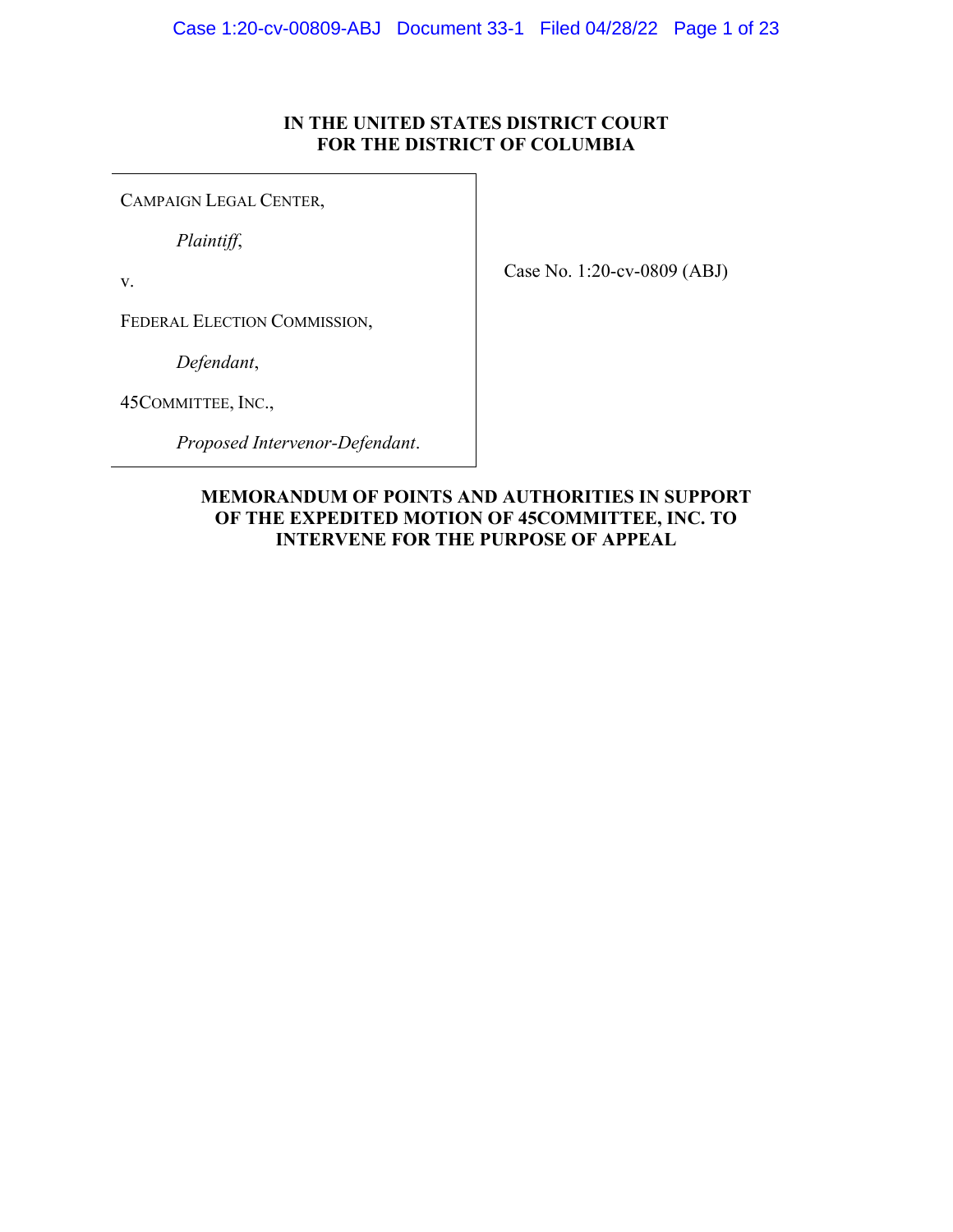**IN THE UNITED STATES DISTRICT COURT**
**FOR THE DISTRICT OF COLUMBIA**

| | |
|---|---|
| CAMPAIGN LEGAL CENTER,<br><br>*Plaintiff*,<br><br>v.<br><br>FEDERAL ELECTION COMMISSION,<br><br>*Defendant*,<br><br>45COMMITTEE, INC.,<br><br>*Proposed Intervenor-Defendant*. | Case No. 1:20-cv-0809 (ABJ) |

**MEMORANDUM OF POINTS AND AUTHORITIES IN SUPPORT OF THE EXPEDITED MOTION OF 45COMMITTEE, INC. TO INTERVENE FOR THE PURPOSE OF APPEAL**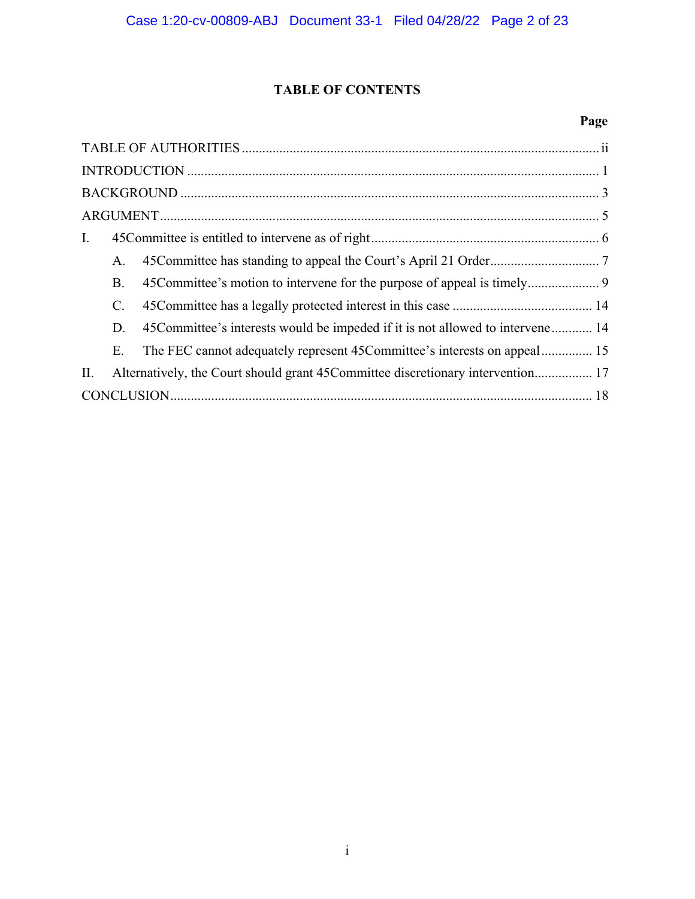## TABLE OF CONTENTS

| | Page |
|---|---|
| TABLE OF AUTHORITIES | ii |
| INTRODUCTION | 1 |
| BACKGROUND | 3 |
| ARGUMENT | 5 |
| I. 45Committee is entitled to intervene as of right | 6 |
| A. 45Committee has standing to appeal the Court's April 21 Order | 7 |
| B. 45Committee's motion to intervene for the purpose of appeal is timely | 9 |
| C. 45Committee has a legally protected interest in this case | 14 |
| D. 45Committee's interests would be impeded if it is not allowed to intervene | 14 |
| E. The FEC cannot adequately represent 45Committee's interests on appeal | 15 |
| II. Alternatively, the Court should grant 45Committee discretionary intervention | 17 |
| CONCLUSION | 18 |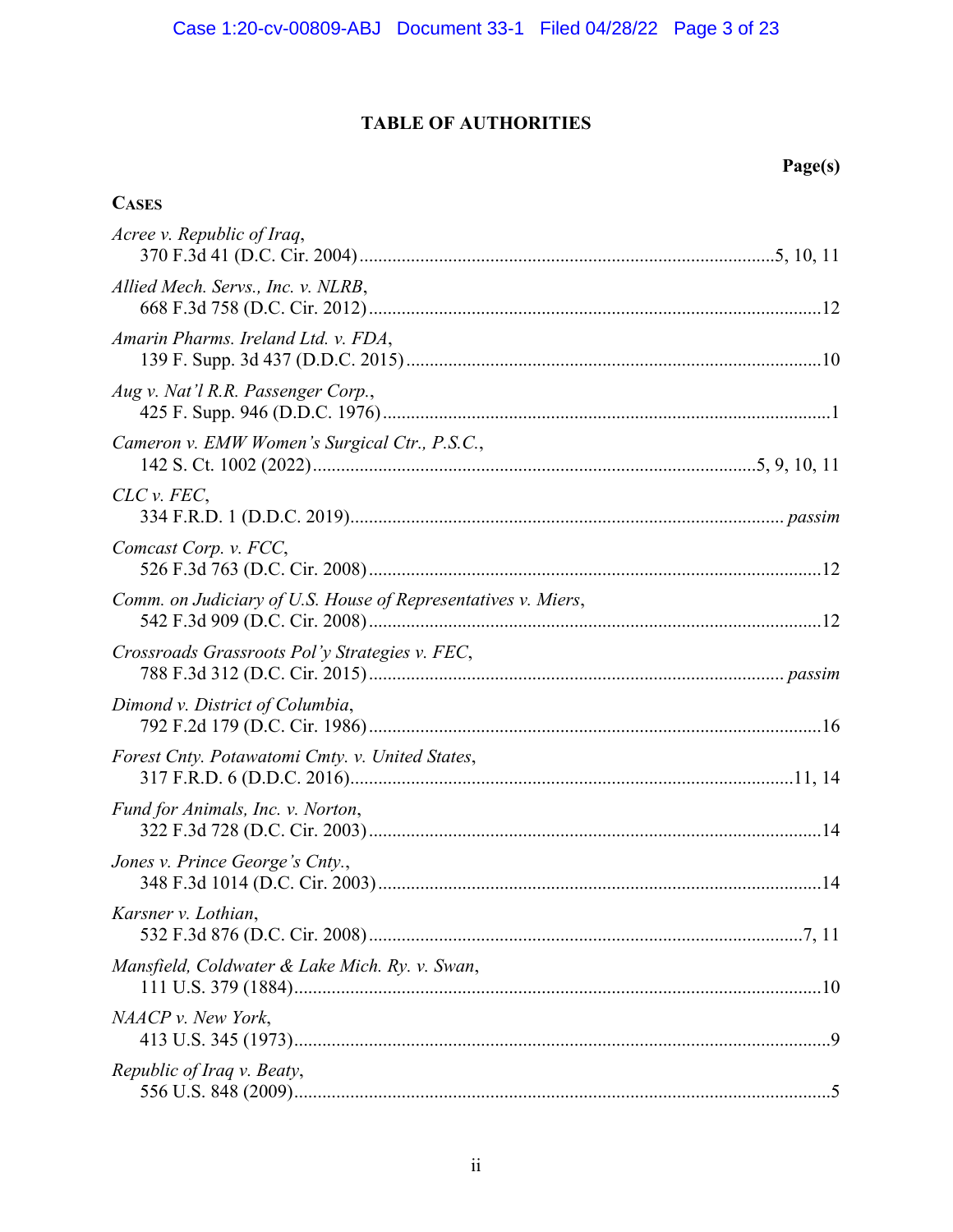# TABLE OF AUTHORITIES

**Page(s)**

## Cases

*Acree v. Republic of Iraq*,
370 F.3d 41 (D.C. Cir. 2004) ........ 5, 10, 11

*Allied Mech. Servs., Inc. v. NLRB*,
668 F.3d 758 (D.C. Cir. 2012) ........ 12

*Amarin Pharms. Ireland Ltd. v. FDA*,
139 F. Supp. 3d 437 (D.D.C. 2015) ........ 10

*Aug v. Nat'l R.R. Passenger Corp.*,
425 F. Supp. 946 (D.D.C. 1976) ........ 1

*Cameron v. EMW Women's Surgical Ctr., P.S.C.*,
142 S. Ct. 1002 (2022) ........ 5, 9, 10, 11

*CLC v. FEC*,
334 F.R.D. 1 (D.D.C. 2019) ........ *passim*

*Comcast Corp. v. FCC*,
526 F.3d 763 (D.C. Cir. 2008) ........ 12

*Comm. on Judiciary of U.S. House of Representatives v. Miers*,
542 F.3d 909 (D.C. Cir. 2008) ........ 12

*Crossroads Grassroots Pol'y Strategies v. FEC*,
788 F.3d 312 (D.C. Cir. 2015) ........ *passim*

*Dimond v. District of Columbia*,
792 F.2d 179 (D.C. Cir. 1986) ........ 16

*Forest Cnty. Potawatomi Cmty. v. United States*,
317 F.R.D. 6 (D.D.C. 2016) ........ 11, 14

*Fund for Animals, Inc. v. Norton*,
322 F.3d 728 (D.C. Cir. 2003) ........ 14

*Jones v. Prince George's Cnty.*,
348 F.3d 1014 (D.C. Cir. 2003) ........ 14

*Karsner v. Lothian*,
532 F.3d 876 (D.C. Cir. 2008) ........ 7, 11

*Mansfield, Coldwater & Lake Mich. Ry. v. Swan*,
111 U.S. 379 (1884) ........ 10

*NAACP v. New York*,
413 U.S. 345 (1973) ........ 9

*Republic of Iraq v. Beaty*,
556 U.S. 848 (2009) ........ 5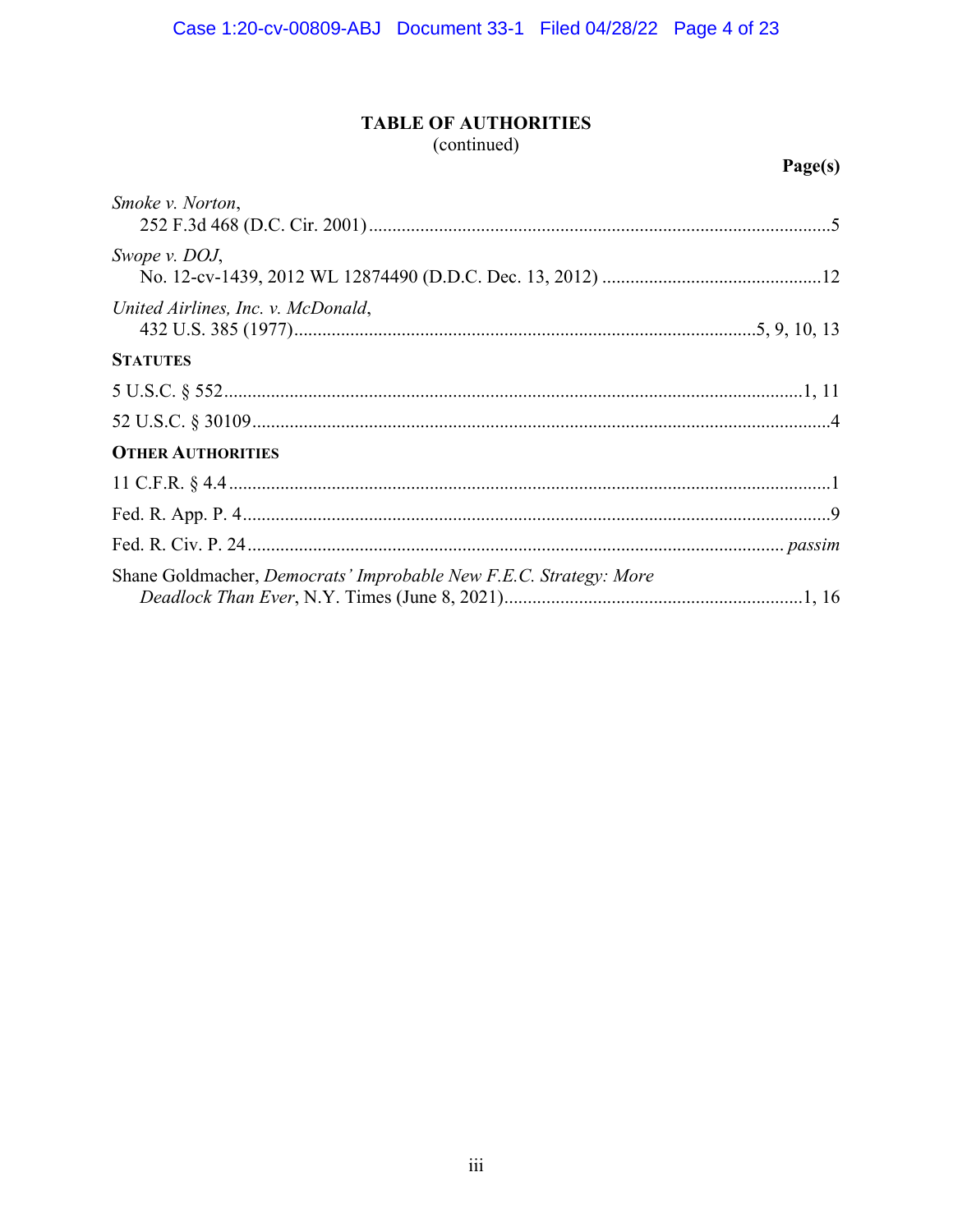## TABLE OF AUTHORITIES
(continued)

**Page(s)**

*Smoke v. Norton*,
252 F.3d 468 (D.C. Cir. 2001) .......... 5

*Swope v. DOJ*,
No. 12-cv-1439, 2012 WL 12874490 (D.D.C. Dec. 13, 2012) .......... 12

*United Airlines, Inc. v. McDonald*,
432 U.S. 385 (1977) .......... 5, 9, 10, 13

**STATUTES**

5 U.S.C. § 552 .......... 1, 11

52 U.S.C. § 30109 .......... 4

**OTHER AUTHORITIES**

11 C.F.R. § 4.4 .......... 1

Fed. R. App. P. 4 .......... 9

Fed. R. Civ. P. 24 .......... *passim*

Shane Goldmacher, *Democrats' Improbable New F.E.C. Strategy: More Deadlock Than Ever*, N.Y. Times (June 8, 2021) .......... 1, 16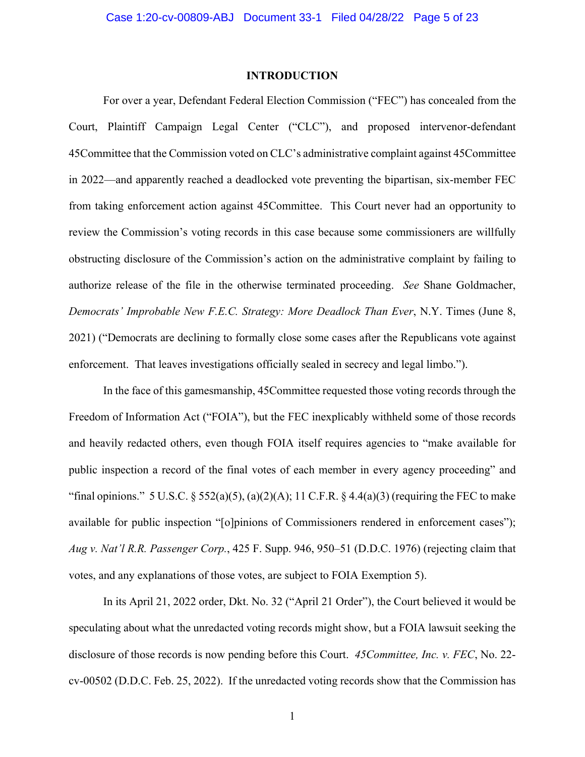# INTRODUCTION

For over a year, Defendant Federal Election Commission ("FEC") has concealed from the Court, Plaintiff Campaign Legal Center ("CLC"), and proposed intervenor-defendant 45Committee that the Commission voted on CLC's administrative complaint against 45Committee in 2022—and apparently reached a deadlocked vote preventing the bipartisan, six-member FEC from taking enforcement action against 45Committee. This Court never had an opportunity to review the Commission's voting records in this case because some commissioners are willfully obstructing disclosure of the Commission's action on the administrative complaint by failing to authorize release of the file in the otherwise terminated proceeding. *See* Shane Goldmacher, *Democrats' Improbable New F.E.C. Strategy: More Deadlock Than Ever*, N.Y. Times (June 8, 2021) ("Democrats are declining to formally close some cases after the Republicans vote against enforcement. That leaves investigations officially sealed in secrecy and legal limbo.").

In the face of this gamesmanship, 45Committee requested those voting records through the Freedom of Information Act ("FOIA"), but the FEC inexplicably withheld some of those records and heavily redacted others, even though FOIA itself requires agencies to "make available for public inspection a record of the final votes of each member in every agency proceeding" and "final opinions." 5 U.S.C. § 552(a)(5), (a)(2)(A); 11 C.F.R. § 4.4(a)(3) (requiring the FEC to make available for public inspection "[o]pinions of Commissioners rendered in enforcement cases"); *Aug v. Nat'l R.R. Passenger Corp.*, 425 F. Supp. 946, 950–51 (D.D.C. 1976) (rejecting claim that votes, and any explanations of those votes, are subject to FOIA Exemption 5).

In its April 21, 2022 order, Dkt. No. 32 ("April 21 Order"), the Court believed it would be speculating about what the unredacted voting records might show, but a FOIA lawsuit seeking the disclosure of those records is now pending before this Court. *45Committee, Inc. v. FEC*, No. 22-cv-00502 (D.D.C. Feb. 25, 2022). If the unredacted voting records show that the Commission has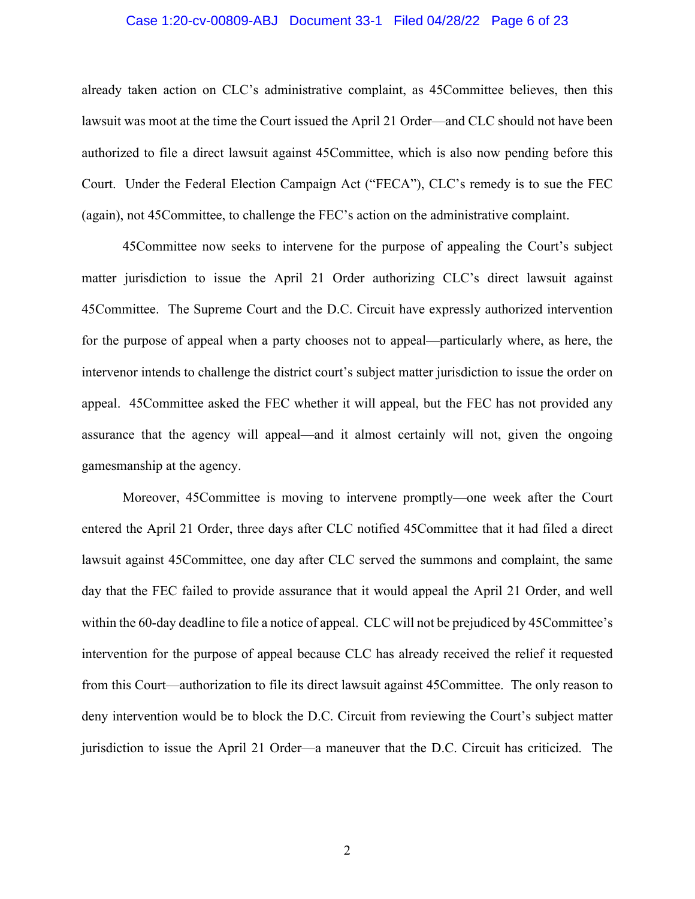already taken action on CLC's administrative complaint, as 45Committee believes, then this lawsuit was moot at the time the Court issued the April 21 Order—and CLC should not have been authorized to file a direct lawsuit against 45Committee, which is also now pending before this Court. Under the Federal Election Campaign Act ("FECA"), CLC's remedy is to sue the FEC (again), not 45Committee, to challenge the FEC's action on the administrative complaint.

45Committee now seeks to intervene for the purpose of appealing the Court's subject matter jurisdiction to issue the April 21 Order authorizing CLC's direct lawsuit against 45Committee. The Supreme Court and the D.C. Circuit have expressly authorized intervention for the purpose of appeal when a party chooses not to appeal—particularly where, as here, the intervenor intends to challenge the district court's subject matter jurisdiction to issue the order on appeal. 45Committee asked the FEC whether it will appeal, but the FEC has not provided any assurance that the agency will appeal—and it almost certainly will not, given the ongoing gamesmanship at the agency.

Moreover, 45Committee is moving to intervene promptly—one week after the Court entered the April 21 Order, three days after CLC notified 45Committee that it had filed a direct lawsuit against 45Committee, one day after CLC served the summons and complaint, the same day that the FEC failed to provide assurance that it would appeal the April 21 Order, and well within the 60-day deadline to file a notice of appeal. CLC will not be prejudiced by 45Committee's intervention for the purpose of appeal because CLC has already received the relief it requested from this Court—authorization to file its direct lawsuit against 45Committee. The only reason to deny intervention would be to block the D.C. Circuit from reviewing the Court's subject matter jurisdiction to issue the April 21 Order—a maneuver that the D.C. Circuit has criticized. The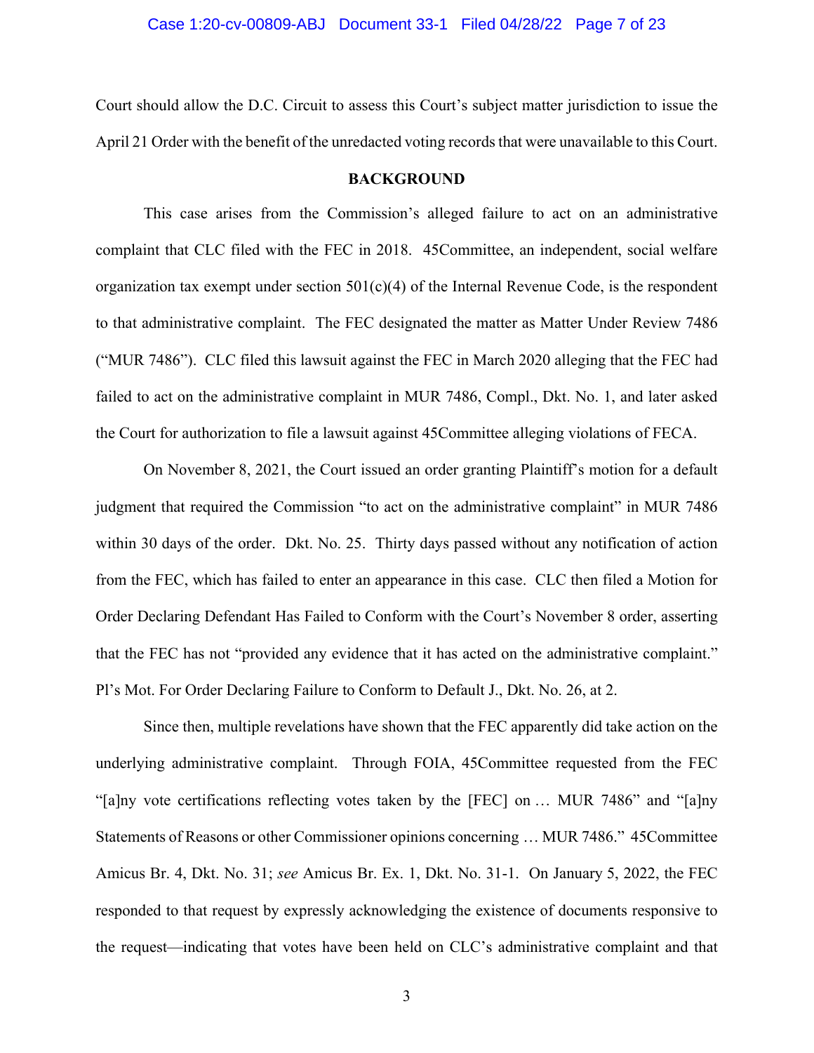Court should allow the D.C. Circuit to assess this Court's subject matter jurisdiction to issue the April 21 Order with the benefit of the unredacted voting records that were unavailable to this Court.

## BACKGROUND

This case arises from the Commission's alleged failure to act on an administrative complaint that CLC filed with the FEC in 2018. 45Committee, an independent, social welfare organization tax exempt under section 501(c)(4) of the Internal Revenue Code, is the respondent to that administrative complaint. The FEC designated the matter as Matter Under Review 7486 ("MUR 7486"). CLC filed this lawsuit against the FEC in March 2020 alleging that the FEC had failed to act on the administrative complaint in MUR 7486, Compl., Dkt. No. 1, and later asked the Court for authorization to file a lawsuit against 45Committee alleging violations of FECA.

On November 8, 2021, the Court issued an order granting Plaintiff's motion for a default judgment that required the Commission "to act on the administrative complaint" in MUR 7486 within 30 days of the order. Dkt. No. 25. Thirty days passed without any notification of action from the FEC, which has failed to enter an appearance in this case. CLC then filed a Motion for Order Declaring Defendant Has Failed to Conform with the Court's November 8 order, asserting that the FEC has not "provided any evidence that it has acted on the administrative complaint." Pl's Mot. For Order Declaring Failure to Conform to Default J., Dkt. No. 26, at 2.

Since then, multiple revelations have shown that the FEC apparently did take action on the underlying administrative complaint. Through FOIA, 45Committee requested from the FEC "[a]ny vote certifications reflecting votes taken by the [FEC] on … MUR 7486" and "[a]ny Statements of Reasons or other Commissioner opinions concerning … MUR 7486." 45Committee Amicus Br. 4, Dkt. No. 31; *see* Amicus Br. Ex. 1, Dkt. No. 31-1. On January 5, 2022, the FEC responded to that request by expressly acknowledging the existence of documents responsive to the request—indicating that votes have been held on CLC's administrative complaint and that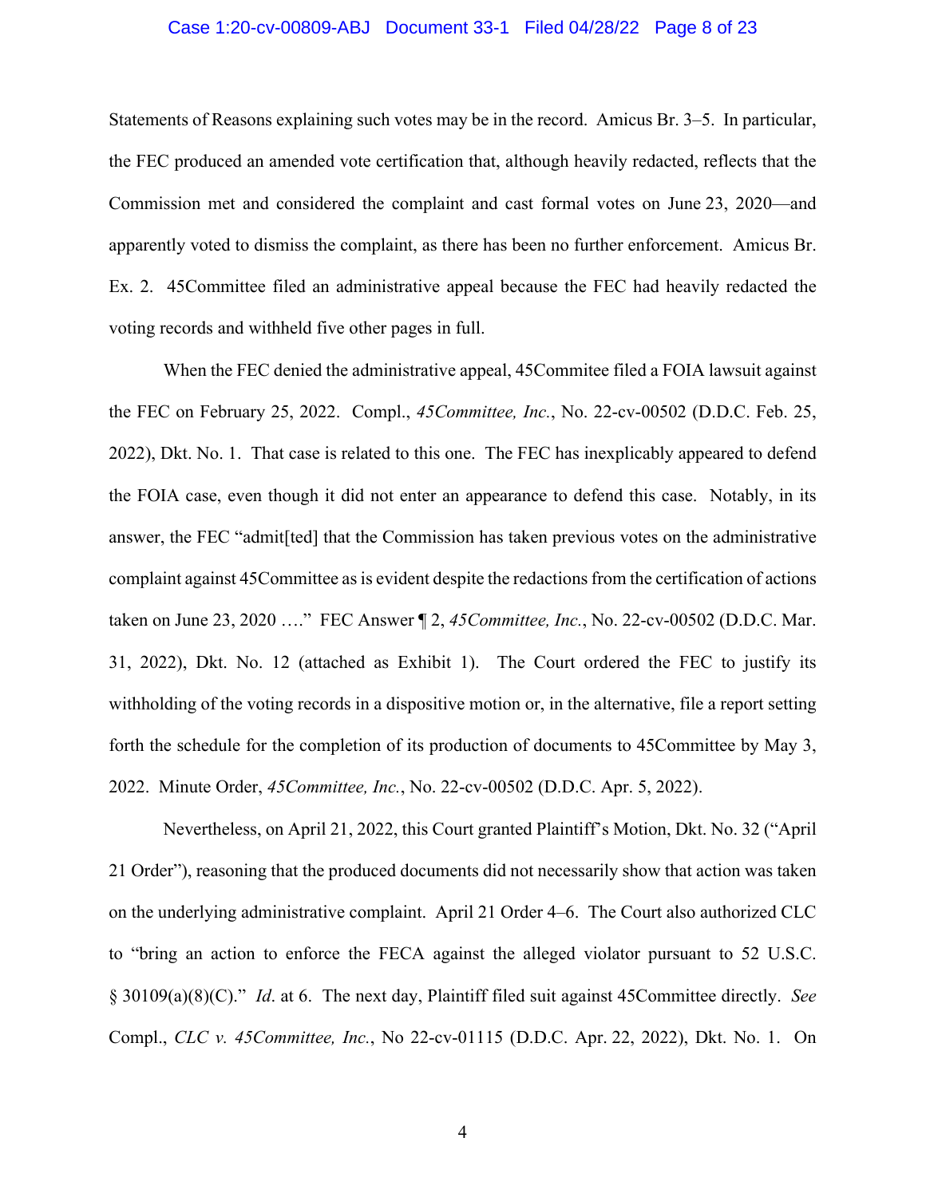Statements of Reasons explaining such votes may be in the record. Amicus Br. 3–5. In particular, the FEC produced an amended vote certification that, although heavily redacted, reflects that the Commission met and considered the complaint and cast formal votes on June 23, 2020—and apparently voted to dismiss the complaint, as there has been no further enforcement. Amicus Br. Ex. 2. 45Committee filed an administrative appeal because the FEC had heavily redacted the voting records and withheld five other pages in full.

When the FEC denied the administrative appeal, 45Commitee filed a FOIA lawsuit against the FEC on February 25, 2022. Compl., *45Committee, Inc.*, No. 22-cv-00502 (D.D.C. Feb. 25, 2022), Dkt. No. 1. That case is related to this one. The FEC has inexplicably appeared to defend the FOIA case, even though it did not enter an appearance to defend this case. Notably, in its answer, the FEC "admit[ted] that the Commission has taken previous votes on the administrative complaint against 45Committee as is evident despite the redactions from the certification of actions taken on June 23, 2020 …." FEC Answer ¶ 2, *45Committee, Inc.*, No. 22-cv-00502 (D.D.C. Mar. 31, 2022), Dkt. No. 12 (attached as Exhibit 1). The Court ordered the FEC to justify its withholding of the voting records in a dispositive motion or, in the alternative, file a report setting forth the schedule for the completion of its production of documents to 45Committee by May 3, 2022. Minute Order, *45Committee, Inc.*, No. 22-cv-00502 (D.D.C. Apr. 5, 2022).

Nevertheless, on April 21, 2022, this Court granted Plaintiff's Motion, Dkt. No. 32 ("April 21 Order"), reasoning that the produced documents did not necessarily show that action was taken on the underlying administrative complaint. April 21 Order 4–6. The Court also authorized CLC to "bring an action to enforce the FECA against the alleged violator pursuant to 52 U.S.C. § 30109(a)(8)(C)." *Id.* at 6. The next day, Plaintiff filed suit against 45Committee directly. *See* Compl., *CLC v. 45Committee, Inc.*, No 22-cv-01115 (D.D.C. Apr. 22, 2022), Dkt. No. 1. On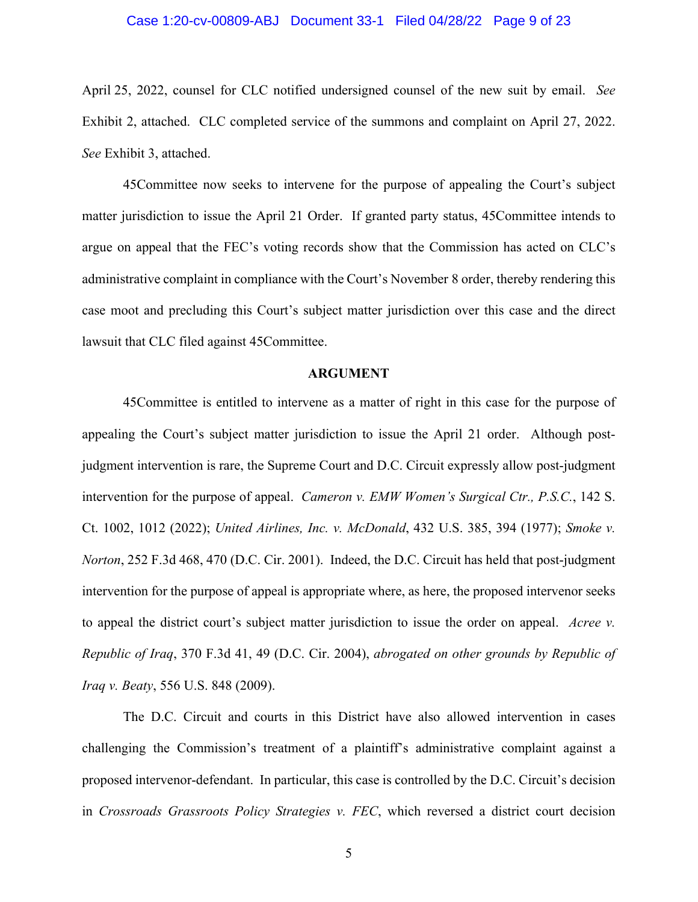April 25, 2022, counsel for CLC notified undersigned counsel of the new suit by email. *See* Exhibit 2, attached. CLC completed service of the summons and complaint on April 27, 2022. *See* Exhibit 3, attached.

45Committee now seeks to intervene for the purpose of appealing the Court's subject matter jurisdiction to issue the April 21 Order. If granted party status, 45Committee intends to argue on appeal that the FEC's voting records show that the Commission has acted on CLC's administrative complaint in compliance with the Court's November 8 order, thereby rendering this case moot and precluding this Court's subject matter jurisdiction over this case and the direct lawsuit that CLC filed against 45Committee.

**ARGUMENT**

45Committee is entitled to intervene as a matter of right in this case for the purpose of appealing the Court's subject matter jurisdiction to issue the April 21 order. Although post-judgment intervention is rare, the Supreme Court and D.C. Circuit expressly allow post-judgment intervention for the purpose of appeal. *Cameron v. EMW Women's Surgical Ctr., P.S.C.*, 142 S. Ct. 1002, 1012 (2022); *United Airlines, Inc. v. McDonald*, 432 U.S. 385, 394 (1977); *Smoke v. Norton*, 252 F.3d 468, 470 (D.C. Cir. 2001). Indeed, the D.C. Circuit has held that post-judgment intervention for the purpose of appeal is appropriate where, as here, the proposed intervenor seeks to appeal the district court's subject matter jurisdiction to issue the order on appeal. *Acree v. Republic of Iraq*, 370 F.3d 41, 49 (D.C. Cir. 2004), *abrogated on other grounds by Republic of Iraq v. Beaty*, 556 U.S. 848 (2009).

The D.C. Circuit and courts in this District have also allowed intervention in cases challenging the Commission's treatment of a plaintiff's administrative complaint against a proposed intervenor-defendant. In particular, this case is controlled by the D.C. Circuit's decision in *Crossroads Grassroots Policy Strategies v. FEC*, which reversed a district court decision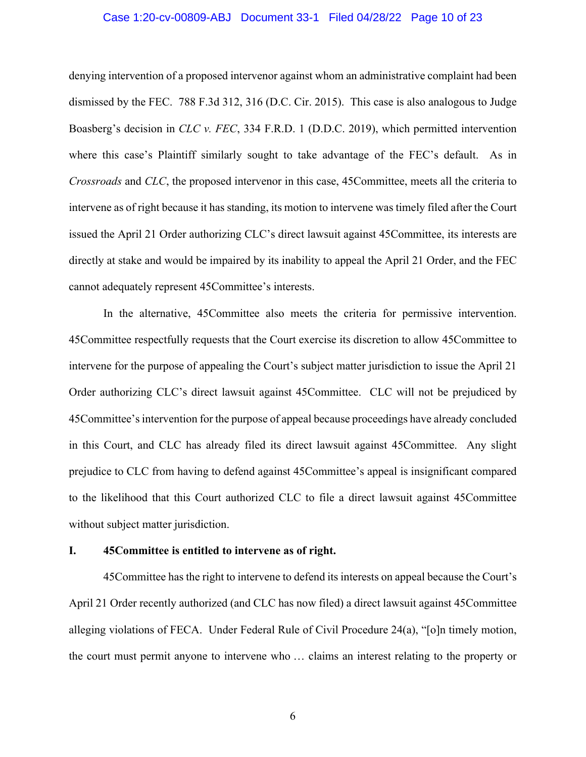denying intervention of a proposed intervenor against whom an administrative complaint had been dismissed by the FEC. 788 F.3d 312, 316 (D.C. Cir. 2015). This case is also analogous to Judge Boasberg's decision in *CLC v. FEC*, 334 F.R.D. 1 (D.D.C. 2019), which permitted intervention where this case's Plaintiff similarly sought to take advantage of the FEC's default. As in *Crossroads* and *CLC*, the proposed intervenor in this case, 45Committee, meets all the criteria to intervene as of right because it has standing, its motion to intervene was timely filed after the Court issued the April 21 Order authorizing CLC's direct lawsuit against 45Committee, its interests are directly at stake and would be impaired by its inability to appeal the April 21 Order, and the FEC cannot adequately represent 45Committee's interests.

In the alternative, 45Committee also meets the criteria for permissive intervention. 45Committee respectfully requests that the Court exercise its discretion to allow 45Committee to intervene for the purpose of appealing the Court's subject matter jurisdiction to issue the April 21 Order authorizing CLC's direct lawsuit against 45Committee. CLC will not be prejudiced by 45Committee's intervention for the purpose of appeal because proceedings have already concluded in this Court, and CLC has already filed its direct lawsuit against 45Committee. Any slight prejudice to CLC from having to defend against 45Committee's appeal is insignificant compared to the likelihood that this Court authorized CLC to file a direct lawsuit against 45Committee without subject matter jurisdiction.

## I. 45Committee is entitled to intervene as of right.

45Committee has the right to intervene to defend its interests on appeal because the Court's April 21 Order recently authorized (and CLC has now filed) a direct lawsuit against 45Committee alleging violations of FECA. Under Federal Rule of Civil Procedure 24(a), "[o]n timely motion, the court must permit anyone to intervene who … claims an interest relating to the property or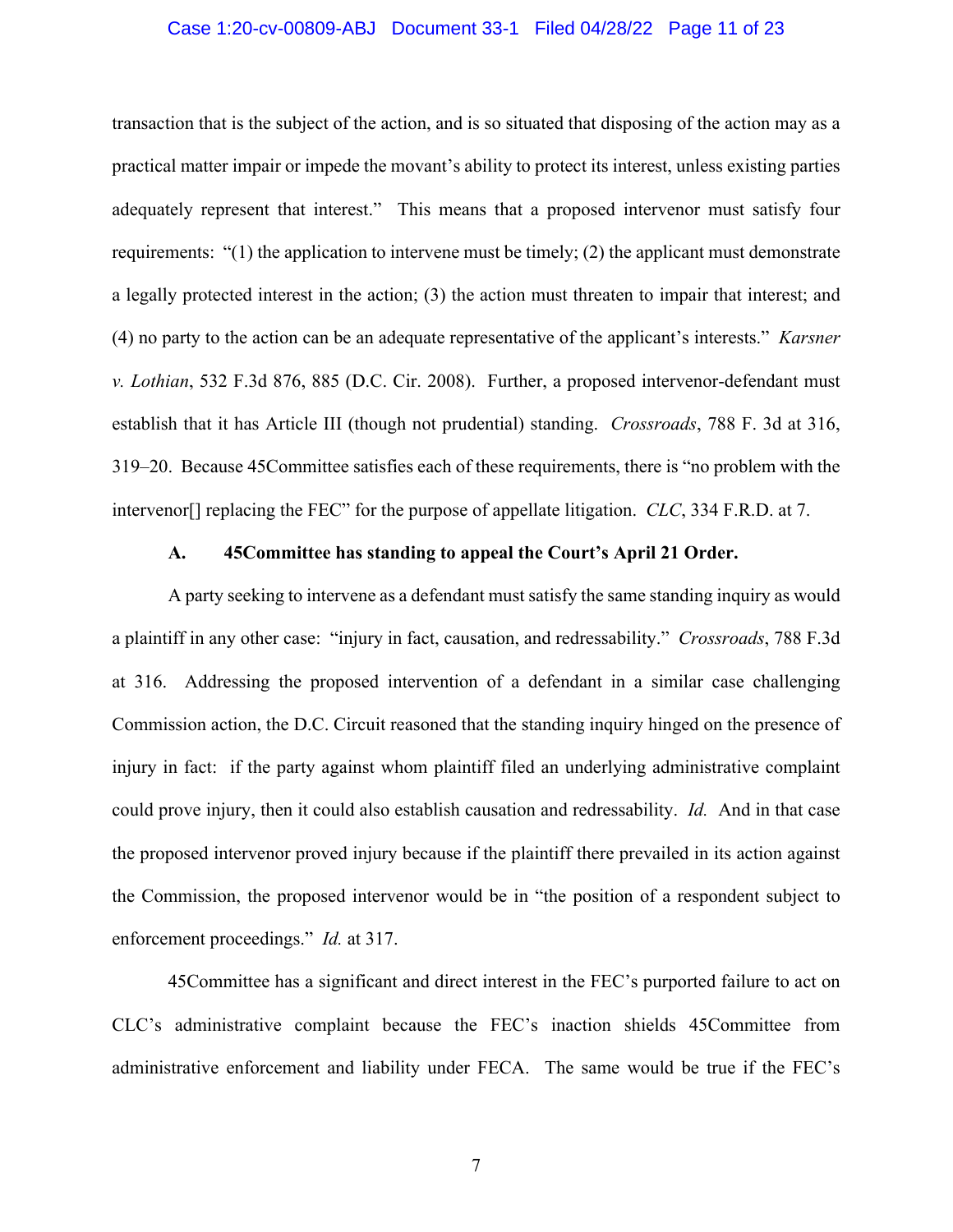transaction that is the subject of the action, and is so situated that disposing of the action may as a practical matter impair or impede the movant's ability to protect its interest, unless existing parties adequately represent that interest." This means that a proposed intervenor must satisfy four requirements: "(1) the application to intervene must be timely; (2) the applicant must demonstrate a legally protected interest in the action; (3) the action must threaten to impair that interest; and (4) no party to the action can be an adequate representative of the applicant's interests." *Karsner v. Lothian*, 532 F.3d 876, 885 (D.C. Cir. 2008). Further, a proposed intervenor-defendant must establish that it has Article III (though not prudential) standing. *Crossroads*, 788 F. 3d at 316, 319–20. Because 45Committee satisfies each of these requirements, there is "no problem with the intervenor[] replacing the FEC" for the purpose of appellate litigation. *CLC*, 334 F.R.D. at 7.

### A. 45Committee has standing to appeal the Court's April 21 Order.

A party seeking to intervene as a defendant must satisfy the same standing inquiry as would a plaintiff in any other case: "injury in fact, causation, and redressability." *Crossroads*, 788 F.3d at 316. Addressing the proposed intervention of a defendant in a similar case challenging Commission action, the D.C. Circuit reasoned that the standing inquiry hinged on the presence of injury in fact: if the party against whom plaintiff filed an underlying administrative complaint could prove injury, then it could also establish causation and redressability. *Id.* And in that case the proposed intervenor proved injury because if the plaintiff there prevailed in its action against the Commission, the proposed intervenor would be in "the position of a respondent subject to enforcement proceedings." *Id.* at 317.

45Committee has a significant and direct interest in the FEC's purported failure to act on CLC's administrative complaint because the FEC's inaction shields 45Committee from administrative enforcement and liability under FECA. The same would be true if the FEC's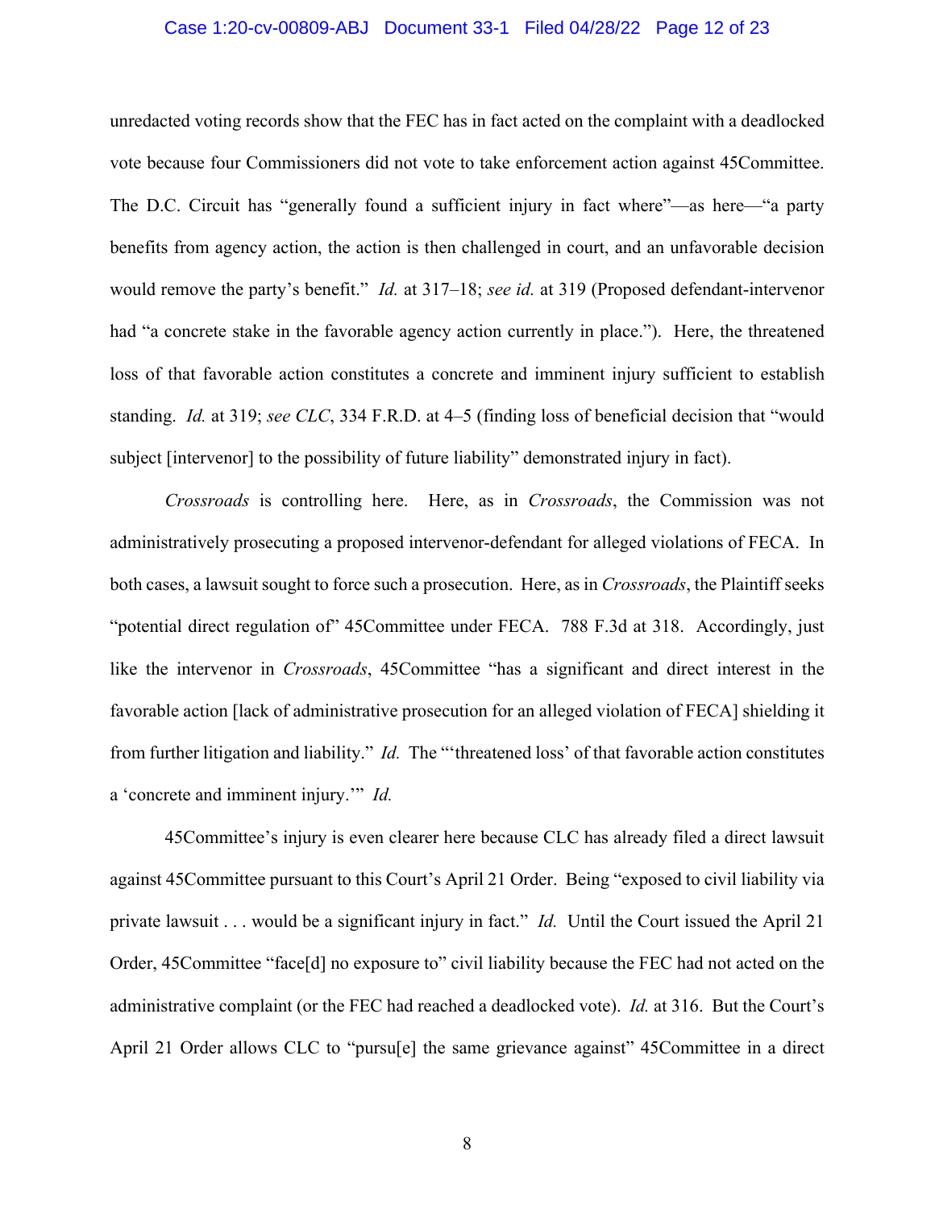unredacted voting records show that the FEC has in fact acted on the complaint with a deadlocked vote because four Commissioners did not vote to take enforcement action against 45Committee. The D.C. Circuit has "generally found a sufficient injury in fact where"—as here—"a party benefits from agency action, the action is then challenged in court, and an unfavorable decision would remove the party's benefit." *Id.* at 317–18; *see id.* at 319 (Proposed defendant-intervenor had "a concrete stake in the favorable agency action currently in place."). Here, the threatened loss of that favorable action constitutes a concrete and imminent injury sufficient to establish standing. *Id.* at 319; *see CLC*, 334 F.R.D. at 4–5 (finding loss of beneficial decision that "would subject [intervenor] to the possibility of future liability" demonstrated injury in fact).

*Crossroads* is controlling here. Here, as in *Crossroads*, the Commission was not administratively prosecuting a proposed intervenor-defendant for alleged violations of FECA. In both cases, a lawsuit sought to force such a prosecution. Here, as in *Crossroads*, the Plaintiff seeks "potential direct regulation of" 45Committee under FECA. 788 F.3d at 318. Accordingly, just like the intervenor in *Crossroads*, 45Committee "has a significant and direct interest in the favorable action [lack of administrative prosecution for an alleged violation of FECA] shielding it from further litigation and liability." *Id.* The "'threatened loss' of that favorable action constitutes a 'concrete and imminent injury.'" *Id.*

45Committee's injury is even clearer here because CLC has already filed a direct lawsuit against 45Committee pursuant to this Court's April 21 Order. Being "exposed to civil liability via private lawsuit . . . would be a significant injury in fact." *Id.* Until the Court issued the April 21 Order, 45Committee "face[d] no exposure to" civil liability because the FEC had not acted on the administrative complaint (or the FEC had reached a deadlocked vote). *Id.* at 316. But the Court's April 21 Order allows CLC to "pursu[e] the same grievance against" 45Committee in a direct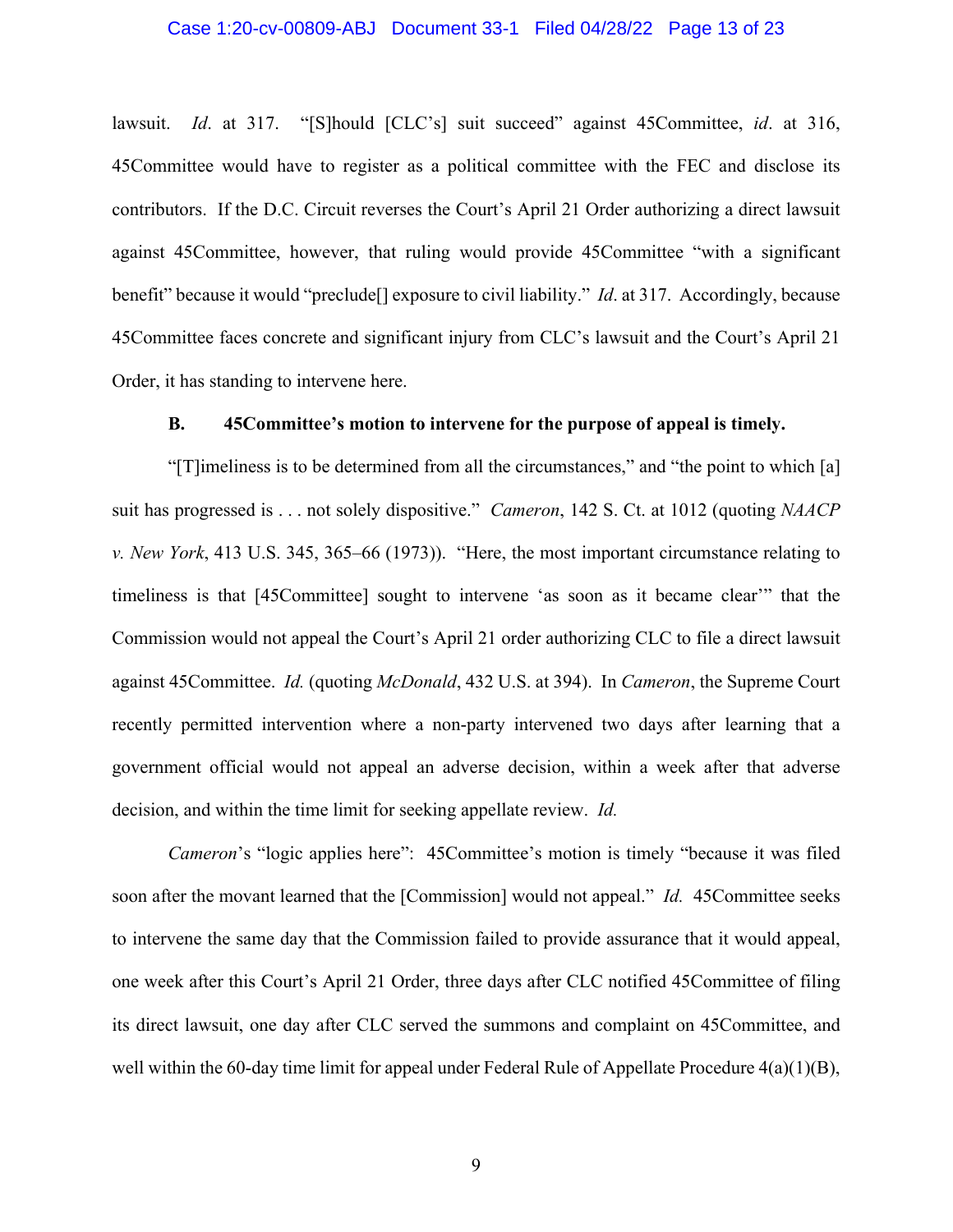lawsuit. *Id*. at 317. "[S]hould [CLC's] suit succeed" against 45Committee, *id*. at 316, 45Committee would have to register as a political committee with the FEC and disclose its contributors. If the D.C. Circuit reverses the Court's April 21 Order authorizing a direct lawsuit against 45Committee, however, that ruling would provide 45Committee "with a significant benefit" because it would "preclude[] exposure to civil liability." *Id*. at 317. Accordingly, because 45Committee faces concrete and significant injury from CLC's lawsuit and the Court's April 21 Order, it has standing to intervene here.

**B. 45Committee's motion to intervene for the purpose of appeal is timely.**

"[T]imeliness is to be determined from all the circumstances," and "the point to which [a] suit has progressed is . . . not solely dispositive." *Cameron*, 142 S. Ct. at 1012 (quoting *NAACP v. New York*, 413 U.S. 345, 365–66 (1973)). "Here, the most important circumstance relating to timeliness is that [45Committee] sought to intervene 'as soon as it became clear'" that the Commission would not appeal the Court's April 21 order authorizing CLC to file a direct lawsuit against 45Committee. *Id.* (quoting *McDonald*, 432 U.S. at 394). In *Cameron*, the Supreme Court recently permitted intervention where a non-party intervened two days after learning that a government official would not appeal an adverse decision, within a week after that adverse decision, and within the time limit for seeking appellate review. *Id.*

*Cameron*'s "logic applies here": 45Committee's motion is timely "because it was filed soon after the movant learned that the [Commission] would not appeal." *Id.* 45Committee seeks to intervene the same day that the Commission failed to provide assurance that it would appeal, one week after this Court's April 21 Order, three days after CLC notified 45Committee of filing its direct lawsuit, one day after CLC served the summons and complaint on 45Committee, and well within the 60-day time limit for appeal under Federal Rule of Appellate Procedure 4(a)(1)(B),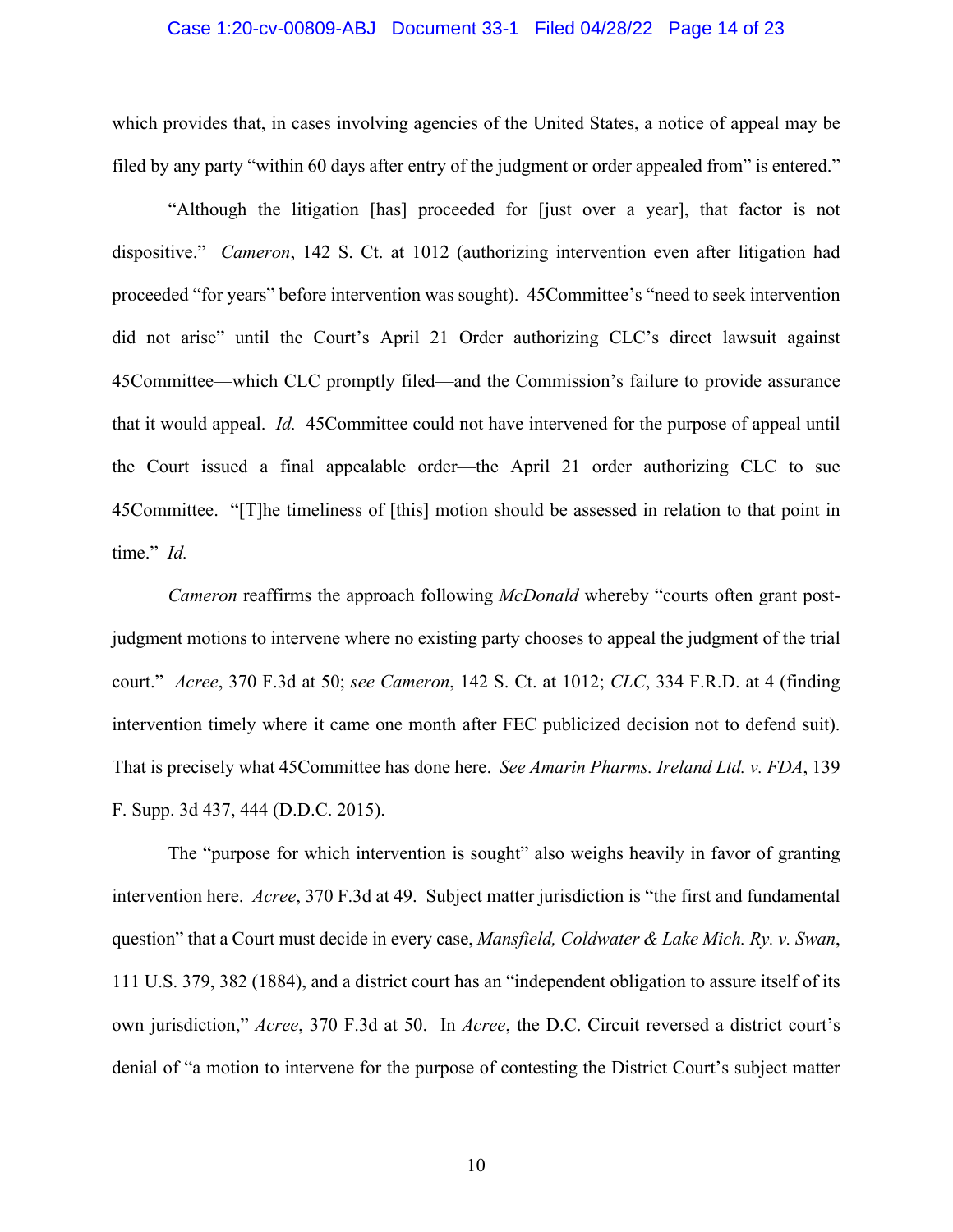which provides that, in cases involving agencies of the United States, a notice of appeal may be filed by any party "within 60 days after entry of the judgment or order appealed from" is entered."

"Although the litigation [has] proceeded for [just over a year], that factor is not dispositive." *Cameron*, 142 S. Ct. at 1012 (authorizing intervention even after litigation had proceeded "for years" before intervention was sought). 45Committee's "need to seek intervention did not arise" until the Court's April 21 Order authorizing CLC's direct lawsuit against 45Committee—which CLC promptly filed—and the Commission's failure to provide assurance that it would appeal. *Id.* 45Committee could not have intervened for the purpose of appeal until the Court issued a final appealable order—the April 21 order authorizing CLC to sue 45Committee. "[T]he timeliness of [this] motion should be assessed in relation to that point in time." *Id.*

*Cameron* reaffirms the approach following *McDonald* whereby "courts often grant post-judgment motions to intervene where no existing party chooses to appeal the judgment of the trial court." *Acree*, 370 F.3d at 50; *see Cameron*, 142 S. Ct. at 1012; *CLC*, 334 F.R.D. at 4 (finding intervention timely where it came one month after FEC publicized decision not to defend suit). That is precisely what 45Committee has done here. *See Amarin Pharms. Ireland Ltd. v. FDA*, 139 F. Supp. 3d 437, 444 (D.D.C. 2015).

The "purpose for which intervention is sought" also weighs heavily in favor of granting intervention here. *Acree*, 370 F.3d at 49. Subject matter jurisdiction is "the first and fundamental question" that a Court must decide in every case, *Mansfield, Coldwater & Lake Mich. Ry. v. Swan*, 111 U.S. 379, 382 (1884), and a district court has an "independent obligation to assure itself of its own jurisdiction," *Acree*, 370 F.3d at 50. In *Acree*, the D.C. Circuit reversed a district court's denial of "a motion to intervene for the purpose of contesting the District Court's subject matter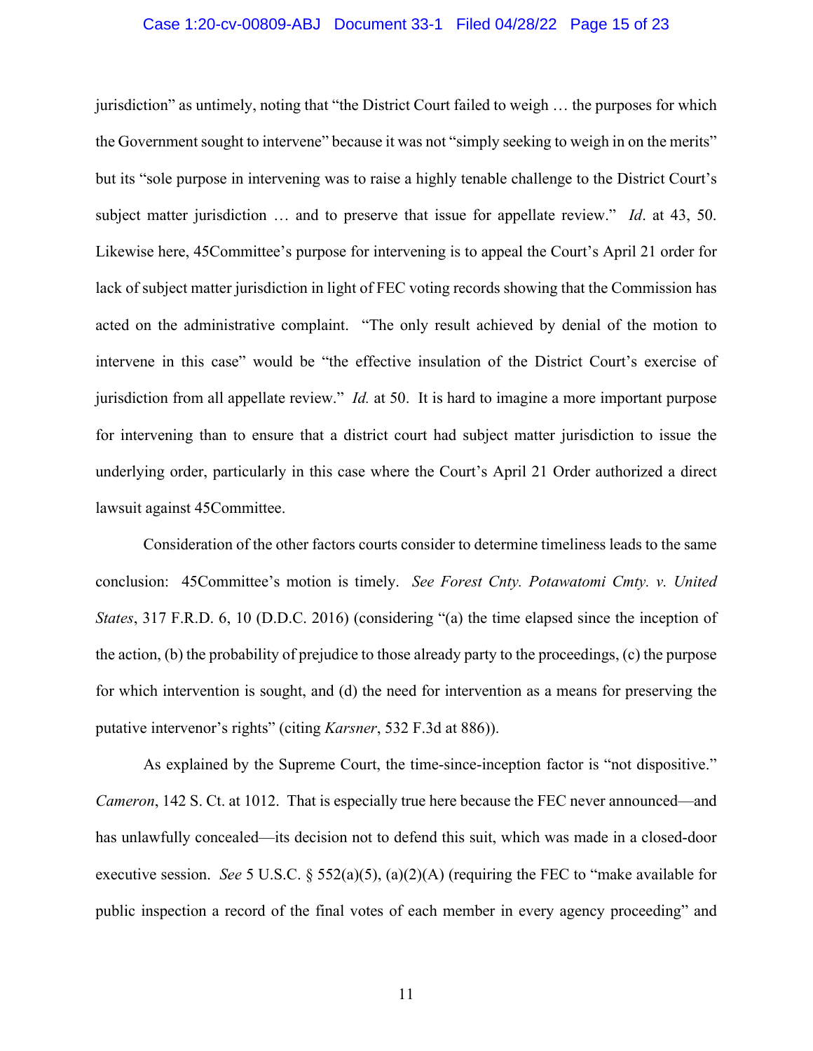jurisdiction" as untimely, noting that "the District Court failed to weigh … the purposes for which the Government sought to intervene" because it was not "simply seeking to weigh in on the merits" but its "sole purpose in intervening was to raise a highly tenable challenge to the District Court's subject matter jurisdiction … and to preserve that issue for appellate review." *Id*. at 43, 50. Likewise here, 45Committee's purpose for intervening is to appeal the Court's April 21 order for lack of subject matter jurisdiction in light of FEC voting records showing that the Commission has acted on the administrative complaint. "The only result achieved by denial of the motion to intervene in this case" would be "the effective insulation of the District Court's exercise of jurisdiction from all appellate review." *Id.* at 50. It is hard to imagine a more important purpose for intervening than to ensure that a district court had subject matter jurisdiction to issue the underlying order, particularly in this case where the Court's April 21 Order authorized a direct lawsuit against 45Committee.

Consideration of the other factors courts consider to determine timeliness leads to the same conclusion: 45Committee's motion is timely. *See Forest Cnty. Potawatomi Cmty. v. United States*, 317 F.R.D. 6, 10 (D.D.C. 2016) (considering "(a) the time elapsed since the inception of the action, (b) the probability of prejudice to those already party to the proceedings, (c) the purpose for which intervention is sought, and (d) the need for intervention as a means for preserving the putative intervenor's rights" (citing *Karsner*, 532 F.3d at 886)).

As explained by the Supreme Court, the time-since-inception factor is "not dispositive." *Cameron*, 142 S. Ct. at 1012. That is especially true here because the FEC never announced—and has unlawfully concealed—its decision not to defend this suit, which was made in a closed-door executive session. *See* 5 U.S.C. § 552(a)(5), (a)(2)(A) (requiring the FEC to "make available for public inspection a record of the final votes of each member in every agency proceeding" and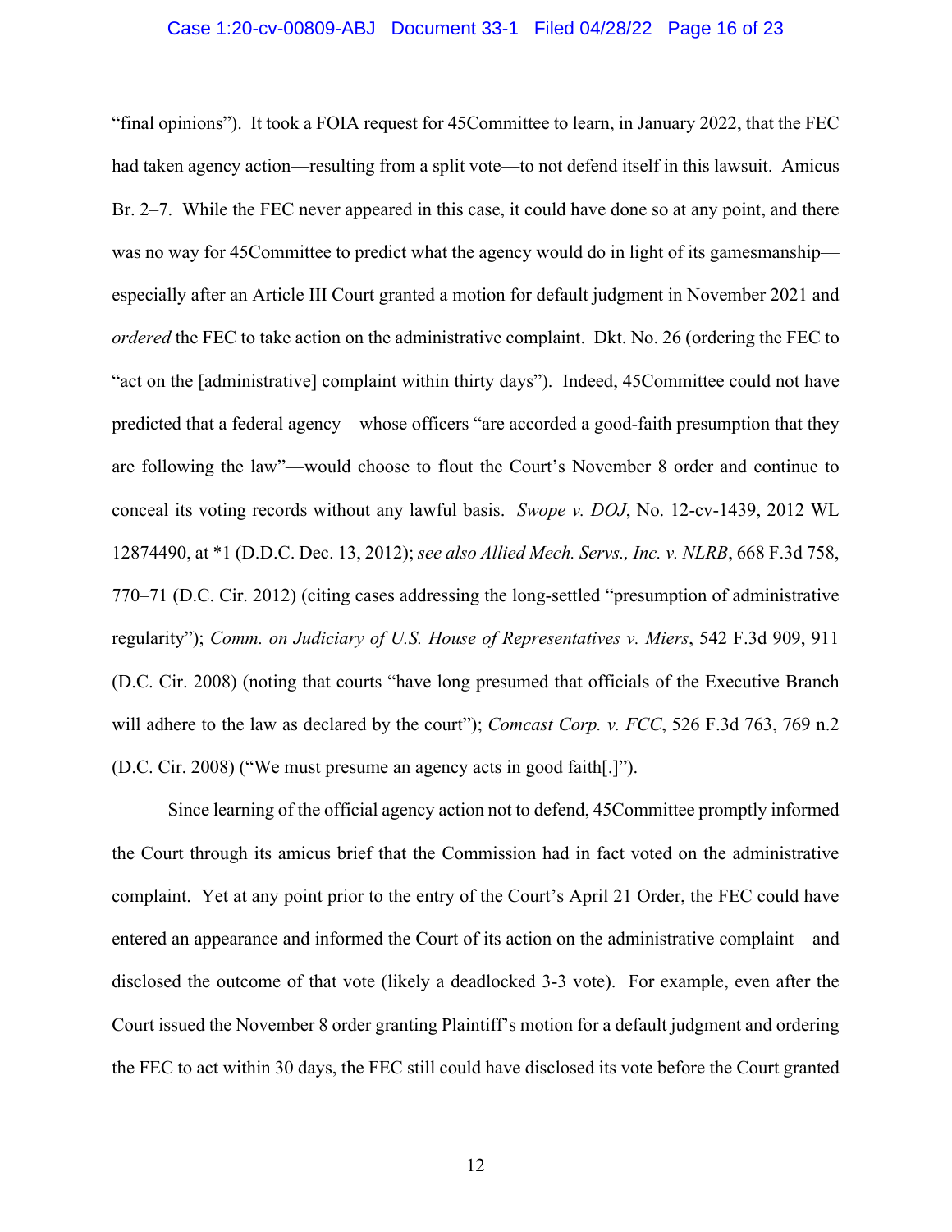"final opinions"). It took a FOIA request for 45Committee to learn, in January 2022, that the FEC had taken agency action—resulting from a split vote—to not defend itself in this lawsuit. Amicus Br. 2–7. While the FEC never appeared in this case, it could have done so at any point, and there was no way for 45Committee to predict what the agency would do in light of its gamesmanship—especially after an Article III Court granted a motion for default judgment in November 2021 and *ordered* the FEC to take action on the administrative complaint. Dkt. No. 26 (ordering the FEC to "act on the [administrative] complaint within thirty days"). Indeed, 45Committee could not have predicted that a federal agency—whose officers "are accorded a good-faith presumption that they are following the law"—would choose to flout the Court's November 8 order and continue to conceal its voting records without any lawful basis. *Swope v. DOJ*, No. 12-cv-1439, 2012 WL 12874490, at *1 (D.D.C. Dec. 13, 2012); *see also Allied Mech. Servs., Inc. v. NLRB*, 668 F.3d 758, 770–71 (D.C. Cir. 2012) (citing cases addressing the long-settled "presumption of administrative regularity"); *Comm. on Judiciary of U.S. House of Representatives v. Miers*, 542 F.3d 909, 911 (D.C. Cir. 2008) (noting that courts "have long presumed that officials of the Executive Branch will adhere to the law as declared by the court"); *Comcast Corp. v. FCC*, 526 F.3d 763, 769 n.2 (D.C. Cir. 2008) ("We must presume an agency acts in good faith[.]").

Since learning of the official agency action not to defend, 45Committee promptly informed the Court through its amicus brief that the Commission had in fact voted on the administrative complaint. Yet at any point prior to the entry of the Court's April 21 Order, the FEC could have entered an appearance and informed the Court of its action on the administrative complaint—and disclosed the outcome of that vote (likely a deadlocked 3-3 vote). For example, even after the Court issued the November 8 order granting Plaintiff's motion for a default judgment and ordering the FEC to act within 30 days, the FEC still could have disclosed its vote before the Court granted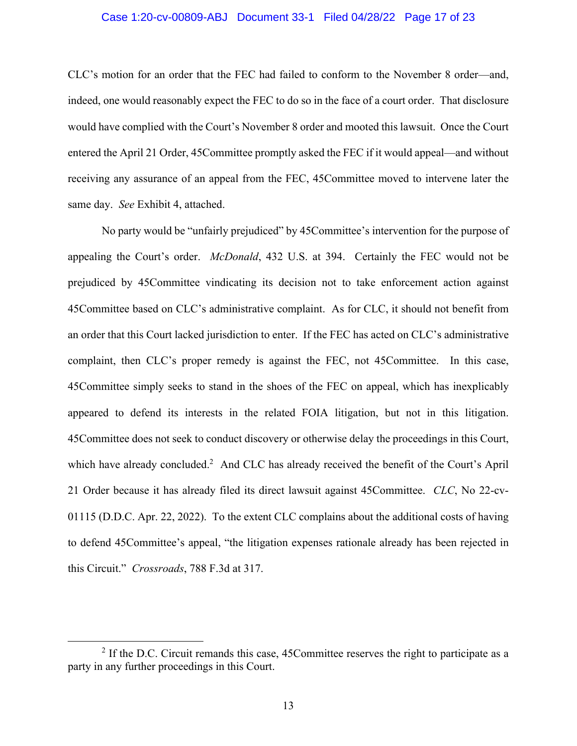CLC's motion for an order that the FEC had failed to conform to the November 8 order—and, indeed, one would reasonably expect the FEC to do so in the face of a court order. That disclosure would have complied with the Court's November 8 order and mooted this lawsuit. Once the Court entered the April 21 Order, 45Committee promptly asked the FEC if it would appeal—and without receiving any assurance of an appeal from the FEC, 45Committee moved to intervene later the same day. *See* Exhibit 4, attached.

No party would be "unfairly prejudiced" by 45Committee's intervention for the purpose of appealing the Court's order. *McDonald*, 432 U.S. at 394. Certainly the FEC would not be prejudiced by 45Committee vindicating its decision not to take enforcement action against 45Committee based on CLC's administrative complaint. As for CLC, it should not benefit from an order that this Court lacked jurisdiction to enter. If the FEC has acted on CLC's administrative complaint, then CLC's proper remedy is against the FEC, not 45Committee. In this case, 45Committee simply seeks to stand in the shoes of the FEC on appeal, which has inexplicably appeared to defend its interests in the related FOIA litigation, but not in this litigation. 45Committee does not seek to conduct discovery or otherwise delay the proceedings in this Court, which have already concluded.[2] And CLC has already received the benefit of the Court's April 21 Order because it has already filed its direct lawsuit against 45Committee. *CLC*, No 22-cv-01115 (D.D.C. Apr. 22, 2022). To the extent CLC complains about the additional costs of having to defend 45Committee's appeal, "the litigation expenses rationale already has been rejected in this Circuit." *Crossroads*, 788 F.3d at 317.

---

[2] If the D.C. Circuit remands this case, 45Committee reserves the right to participate as a party in any further proceedings in this Court.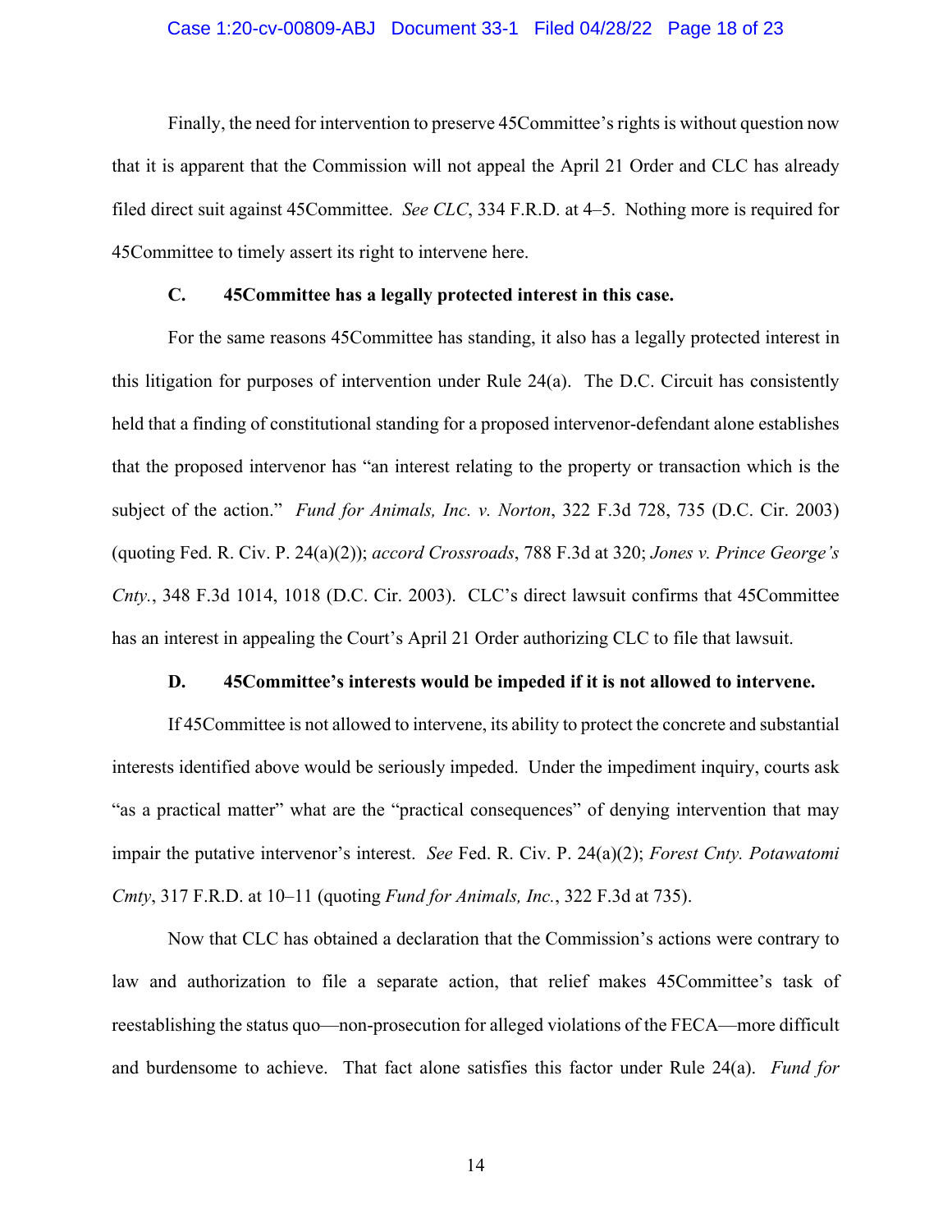Finally, the need for intervention to preserve 45Committee's rights is without question now that it is apparent that the Commission will not appeal the April 21 Order and CLC has already filed direct suit against 45Committee. *See CLC*, 334 F.R.D. at 4–5. Nothing more is required for 45Committee to timely assert its right to intervene here.

### C. 45Committee has a legally protected interest in this case.

For the same reasons 45Committee has standing, it also has a legally protected interest in this litigation for purposes of intervention under Rule 24(a). The D.C. Circuit has consistently held that a finding of constitutional standing for a proposed intervenor-defendant alone establishes that the proposed intervenor has "an interest relating to the property or transaction which is the subject of the action." *Fund for Animals, Inc. v. Norton*, 322 F.3d 728, 735 (D.C. Cir. 2003) (quoting Fed. R. Civ. P. 24(a)(2)); *accord Crossroads*, 788 F.3d at 320; *Jones v. Prince George's Cnty.*, 348 F.3d 1014, 1018 (D.C. Cir. 2003). CLC's direct lawsuit confirms that 45Committee has an interest in appealing the Court's April 21 Order authorizing CLC to file that lawsuit.

### D. 45Committee's interests would be impeded if it is not allowed to intervene.

If 45Committee is not allowed to intervene, its ability to protect the concrete and substantial interests identified above would be seriously impeded. Under the impediment inquiry, courts ask "as a practical matter" what are the "practical consequences" of denying intervention that may impair the putative intervenor's interest. *See* Fed. R. Civ. P. 24(a)(2); *Forest Cnty. Potawatomi Cmty*, 317 F.R.D. at 10–11 (quoting *Fund for Animals, Inc.*, 322 F.3d at 735).

Now that CLC has obtained a declaration that the Commission's actions were contrary to law and authorization to file a separate action, that relief makes 45Committee's task of reestablishing the status quo—non-prosecution for alleged violations of the FECA—more difficult and burdensome to achieve. That fact alone satisfies this factor under Rule 24(a). *Fund for*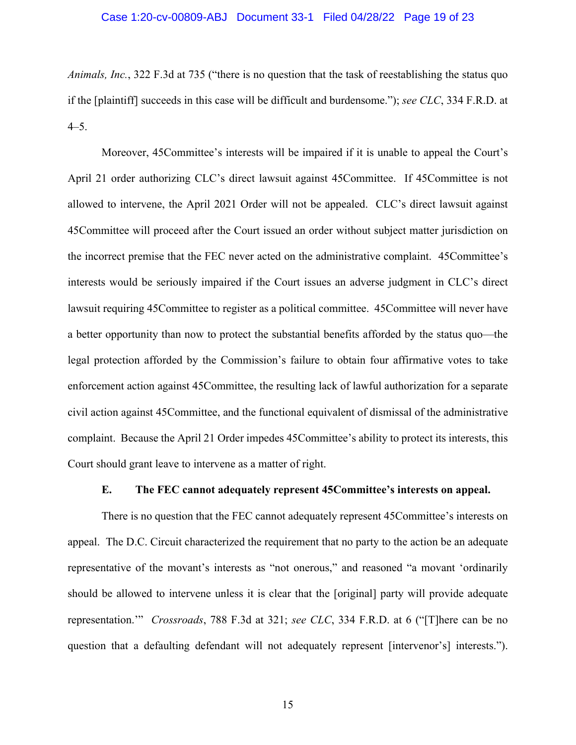*Animals, Inc.*, 322 F.3d at 735 ("there is no question that the task of reestablishing the status quo if the [plaintiff] succeeds in this case will be difficult and burdensome."); *see CLC*, 334 F.R.D. at 4–5.

Moreover, 45Committee's interests will be impaired if it is unable to appeal the Court's April 21 order authorizing CLC's direct lawsuit against 45Committee. If 45Committee is not allowed to intervene, the April 2021 Order will not be appealed. CLC's direct lawsuit against 45Committee will proceed after the Court issued an order without subject matter jurisdiction on the incorrect premise that the FEC never acted on the administrative complaint. 45Committee's interests would be seriously impaired if the Court issues an adverse judgment in CLC's direct lawsuit requiring 45Committee to register as a political committee. 45Committee will never have a better opportunity than now to protect the substantial benefits afforded by the status quo—the legal protection afforded by the Commission's failure to obtain four affirmative votes to take enforcement action against 45Committee, the resulting lack of lawful authorization for a separate civil action against 45Committee, and the functional equivalent of dismissal of the administrative complaint. Because the April 21 Order impedes 45Committee's ability to protect its interests, this Court should grant leave to intervene as a matter of right.

### E. The FEC cannot adequately represent 45Committee's interests on appeal.

There is no question that the FEC cannot adequately represent 45Committee's interests on appeal. The D.C. Circuit characterized the requirement that no party to the action be an adequate representative of the movant's interests as "not onerous," and reasoned "a movant 'ordinarily should be allowed to intervene unless it is clear that the [original] party will provide adequate representation.'" *Crossroads*, 788 F.3d at 321; *see CLC*, 334 F.R.D. at 6 ("[T]here can be no question that a defaulting defendant will not adequately represent [intervenor's] interests.").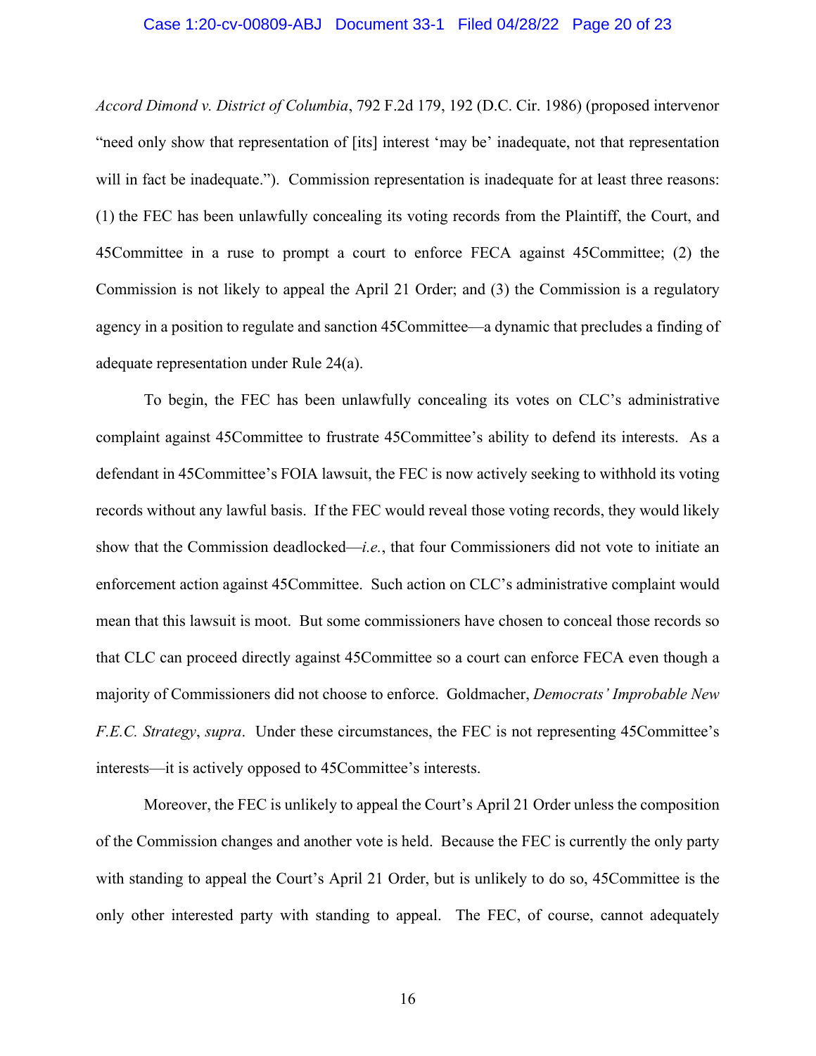*Accord Dimond v. District of Columbia*, 792 F.2d 179, 192 (D.C. Cir. 1986) (proposed intervenor "need only show that representation of [its] interest 'may be' inadequate, not that representation will in fact be inadequate."). Commission representation is inadequate for at least three reasons: (1) the FEC has been unlawfully concealing its voting records from the Plaintiff, the Court, and 45Committee in a ruse to prompt a court to enforce FECA against 45Committee; (2) the Commission is not likely to appeal the April 21 Order; and (3) the Commission is a regulatory agency in a position to regulate and sanction 45Committee—a dynamic that precludes a finding of adequate representation under Rule 24(a).

To begin, the FEC has been unlawfully concealing its votes on CLC's administrative complaint against 45Committee to frustrate 45Committee's ability to defend its interests. As a defendant in 45Committee's FOIA lawsuit, the FEC is now actively seeking to withhold its voting records without any lawful basis. If the FEC would reveal those voting records, they would likely show that the Commission deadlocked—*i.e.*, that four Commissioners did not vote to initiate an enforcement action against 45Committee. Such action on CLC's administrative complaint would mean that this lawsuit is moot. But some commissioners have chosen to conceal those records so that CLC can proceed directly against 45Committee so a court can enforce FECA even though a majority of Commissioners did not choose to enforce. Goldmacher, *Democrats' Improbable New F.E.C. Strategy*, *supra*. Under these circumstances, the FEC is not representing 45Committee's interests—it is actively opposed to 45Committee's interests.

Moreover, the FEC is unlikely to appeal the Court's April 21 Order unless the composition of the Commission changes and another vote is held. Because the FEC is currently the only party with standing to appeal the Court's April 21 Order, but is unlikely to do so, 45Committee is the only other interested party with standing to appeal. The FEC, of course, cannot adequately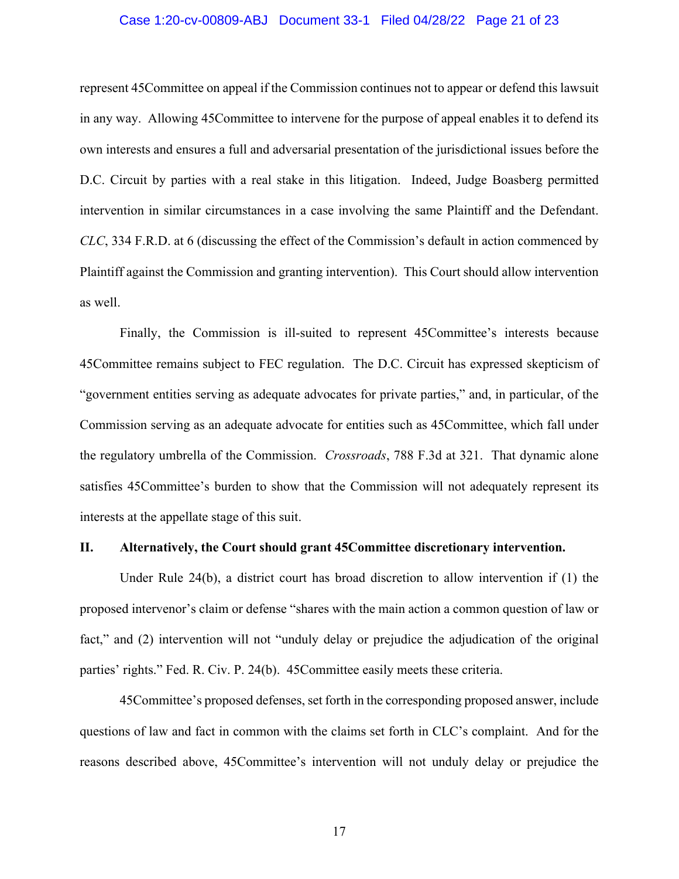represent 45Committee on appeal if the Commission continues not to appear or defend this lawsuit in any way. Allowing 45Committee to intervene for the purpose of appeal enables it to defend its own interests and ensures a full and adversarial presentation of the jurisdictional issues before the D.C. Circuit by parties with a real stake in this litigation. Indeed, Judge Boasberg permitted intervention in similar circumstances in a case involving the same Plaintiff and the Defendant. *CLC*, 334 F.R.D. at 6 (discussing the effect of the Commission's default in action commenced by Plaintiff against the Commission and granting intervention). This Court should allow intervention as well.

Finally, the Commission is ill-suited to represent 45Committee's interests because 45Committee remains subject to FEC regulation. The D.C. Circuit has expressed skepticism of "government entities serving as adequate advocates for private parties," and, in particular, of the Commission serving as an adequate advocate for entities such as 45Committee, which fall under the regulatory umbrella of the Commission. *Crossroads*, 788 F.3d at 321. That dynamic alone satisfies 45Committee's burden to show that the Commission will not adequately represent its interests at the appellate stage of this suit.

## II. Alternatively, the Court should grant 45Committee discretionary intervention.

Under Rule 24(b), a district court has broad discretion to allow intervention if (1) the proposed intervenor's claim or defense "shares with the main action a common question of law or fact," and (2) intervention will not "unduly delay or prejudice the adjudication of the original parties' rights." Fed. R. Civ. P. 24(b). 45Committee easily meets these criteria.

45Committee's proposed defenses, set forth in the corresponding proposed answer, include questions of law and fact in common with the claims set forth in CLC's complaint. And for the reasons described above, 45Committee's intervention will not unduly delay or prejudice the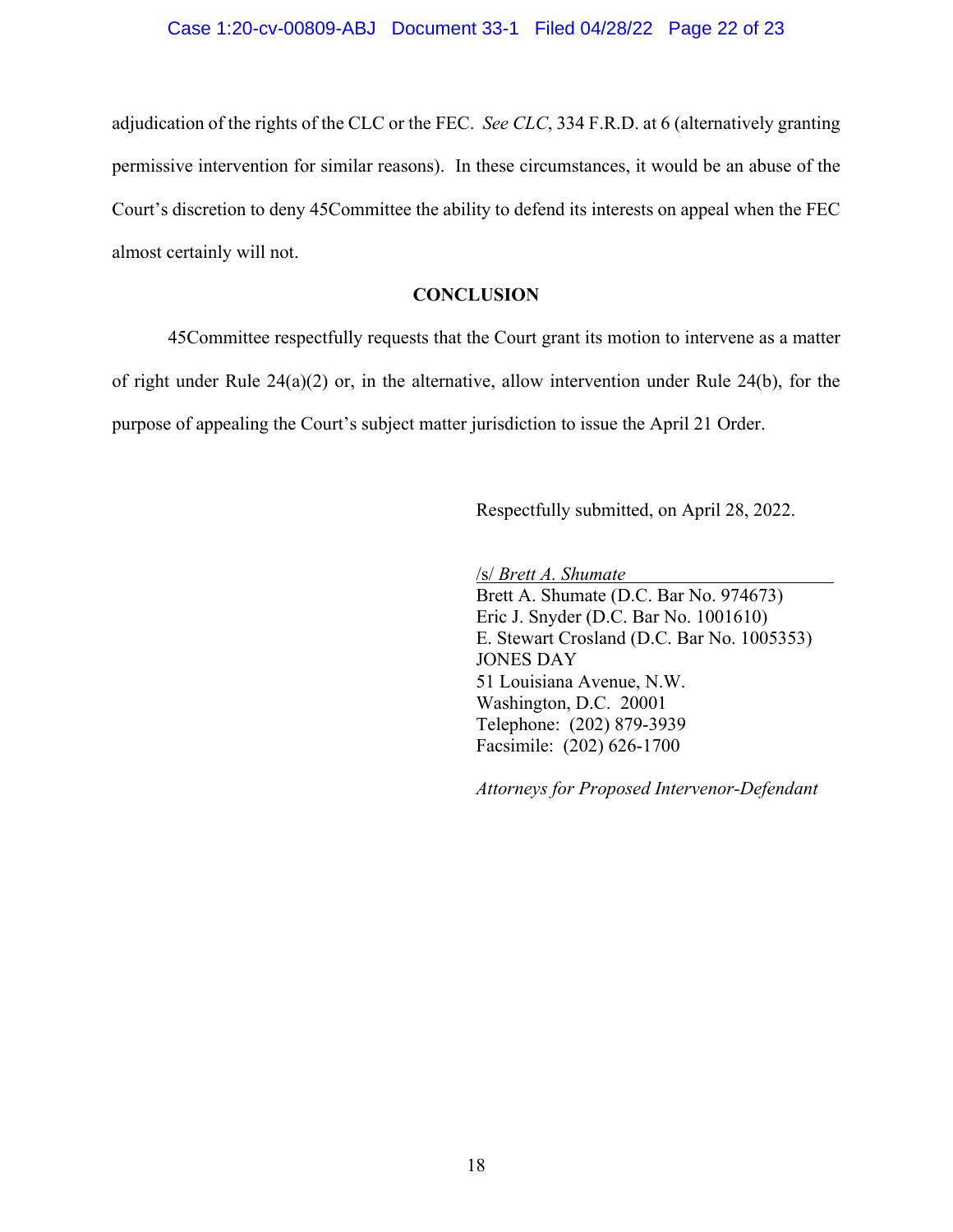adjudication of the rights of the CLC or the FEC. *See CLC*, 334 F.R.D. at 6 (alternatively granting permissive intervention for similar reasons). In these circumstances, it would be an abuse of the Court's discretion to deny 45Committee the ability to defend its interests on appeal when the FEC almost certainly will not.

## CONCLUSION

45Committee respectfully requests that the Court grant its motion to intervene as a matter of right under Rule 24(a)(2) or, in the alternative, allow intervention under Rule 24(b), for the purpose of appealing the Court's subject matter jurisdiction to issue the April 21 Order.

Respectfully submitted, on April 28, 2022.

/s/ *Brett A. Shumate*
Brett A. Shumate (D.C. Bar No. 974673)
Eric J. Snyder (D.C. Bar No. 1001610)
E. Stewart Crosland (D.C. Bar No. 1005353)
JONES DAY
51 Louisiana Avenue, N.W.
Washington, D.C. 20001
Telephone: (202) 879-3939
Facsimile: (202) 626-1700

*Attorneys for Proposed Intervenor-Defendant*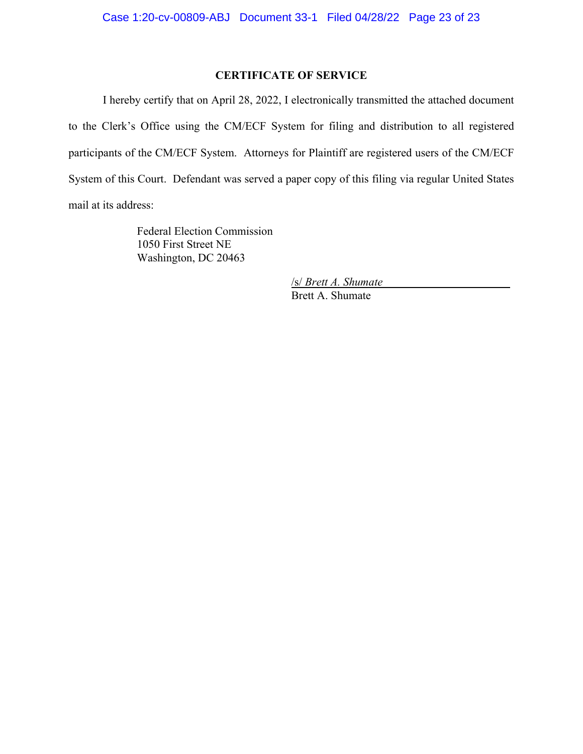## CERTIFICATE OF SERVICE

I hereby certify that on April 28, 2022, I electronically transmitted the attached document to the Clerk's Office using the CM/ECF System for filing and distribution to all registered participants of the CM/ECF System. Attorneys for Plaintiff are registered users of the CM/ECF System of this Court. Defendant was served a paper copy of this filing via regular United States mail at its address:

Federal Election Commission
1050 First Street NE
Washington, DC 20463

/s/ *Brett A. Shumate*
Brett A. Shumate